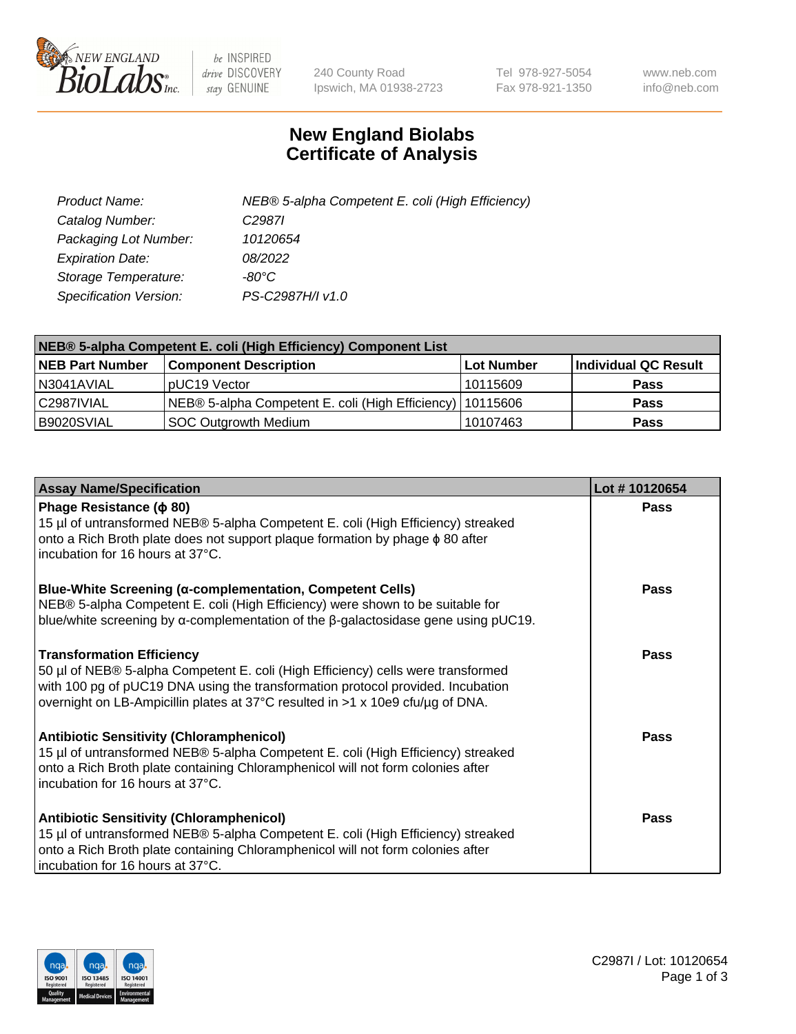# New England Biolabs Certificate of Analysis

| | |
|---|---|
| *Product Name:* | *NEB® 5-alpha Competent E. coli (High Efficiency)* |
| *Catalog Number:* | *C2987I* |
| *Packaging Lot Number:* | *10120654* |
| *Expiration Date:* | *08/2022* |
| *Storage Temperature:* | *-80°C* |
| *Specification Version:* | *PS-C2987H/I v1.0* |

| **NEB® 5-alpha Competent E. coli (High Efficiency) Component List** | | | |
|---|---|---|---|
| **NEB Part Number** | **Component Description** | **Lot Number** | **Individual QC Result** |
| N3041AVIAL | pUC19 Vector | 10115609 | **Pass** |
| C2987IVIAL | NEB® 5-alpha Competent E. coli (High Efficiency) | 10115606 | **Pass** |
| B9020SVIAL | SOC Outgrowth Medium | 10107463 | **Pass** |

| **Assay Name/Specification** | **Lot # 10120654** |
|---|---|
| **Phage Resistance (ϕ 80)** 15 µl of untransformed NEB® 5-alpha Competent E. coli (High Efficiency) streaked onto a Rich Broth plate does not support plaque formation by phage ϕ 80 after incubation for 16 hours at 37°C. | **Pass** |
| **Blue-White Screening (α-complementation, Competent Cells)** NEB® 5-alpha Competent E. coli (High Efficiency) were shown to be suitable for blue/white screening by α-complementation of the β-galactosidase gene using pUC19. | **Pass** |
| **Transformation Efficiency** 50 µl of NEB® 5-alpha Competent E. coli (High Efficiency) cells were transformed with 100 pg of pUC19 DNA using the transformation protocol provided. Incubation overnight on LB-Ampicillin plates at 37°C resulted in >1 x 10e9 cfu/µg of DNA. | **Pass** |
| **Antibiotic Sensitivity (Chloramphenicol)** 15 µl of untransformed NEB® 5-alpha Competent E. coli (High Efficiency) streaked onto a Rich Broth plate containing Chloramphenicol will not form colonies after incubation for 16 hours at 37°C. | **Pass** |
| **Antibiotic Sensitivity (Chloramphenicol)** 15 µl of untransformed NEB® 5-alpha Competent E. coli (High Efficiency) streaked onto a Rich Broth plate containing Chloramphenicol will not form colonies after incubation for 16 hours at 37°C. | **Pass** |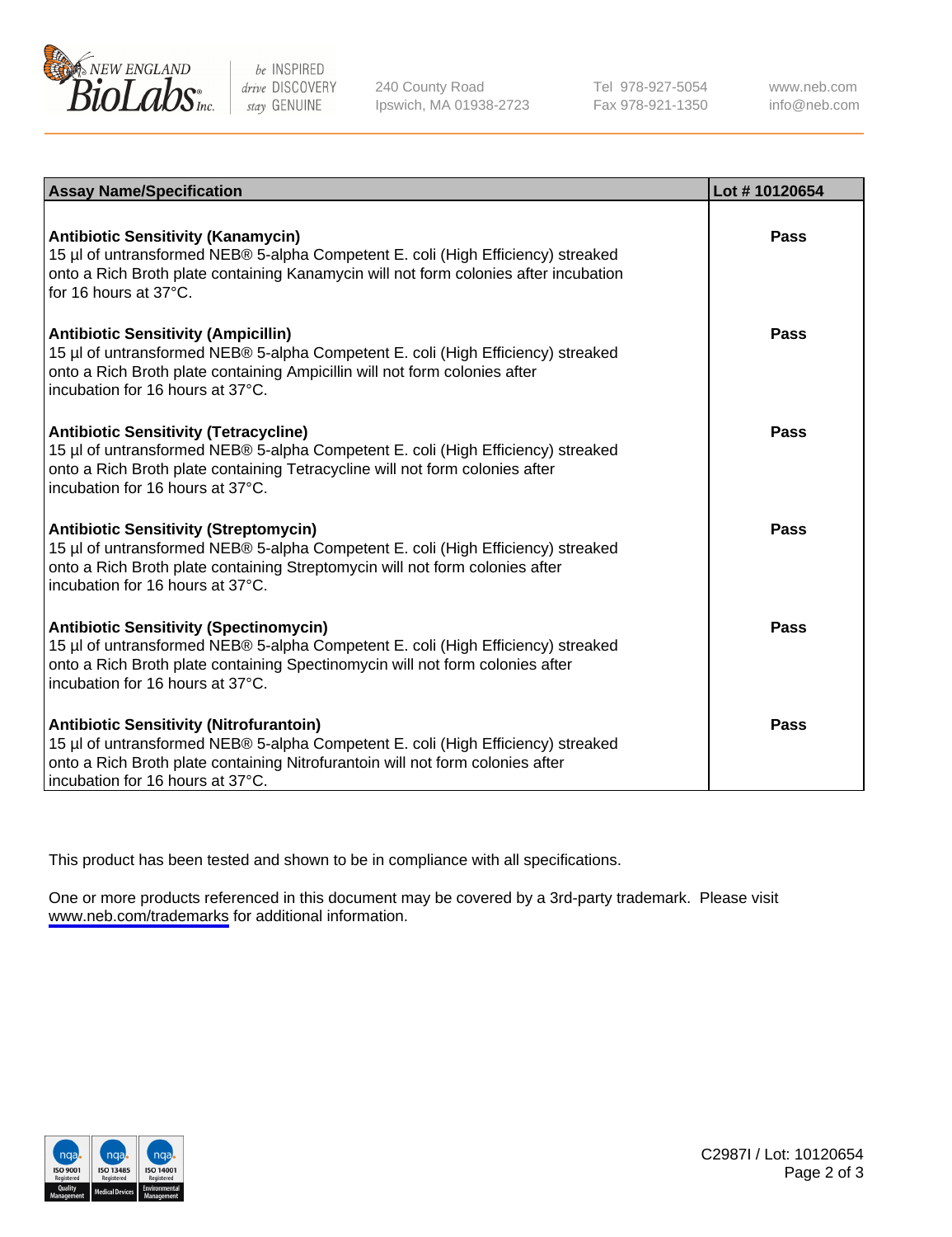| Assay Name/Specification | Lot # 10120654 |
|---|---|
| **Antibiotic Sensitivity (Kanamycin)** 15 µl of untransformed NEB® 5-alpha Competent E. coli (High Efficiency) streaked onto a Rich Broth plate containing Kanamycin will not form colonies after incubation for 16 hours at 37°C. | Pass |
| **Antibiotic Sensitivity (Ampicillin)** 15 µl of untransformed NEB® 5-alpha Competent E. coli (High Efficiency) streaked onto a Rich Broth plate containing Ampicillin will not form colonies after incubation for 16 hours at 37°C. | Pass |
| **Antibiotic Sensitivity (Tetracycline)** 15 µl of untransformed NEB® 5-alpha Competent E. coli (High Efficiency) streaked onto a Rich Broth plate containing Tetracycline will not form colonies after incubation for 16 hours at 37°C. | Pass |
| **Antibiotic Sensitivity (Streptomycin)** 15 µl of untransformed NEB® 5-alpha Competent E. coli (High Efficiency) streaked onto a Rich Broth plate containing Streptomycin will not form colonies after incubation for 16 hours at 37°C. | Pass |
| **Antibiotic Sensitivity (Spectinomycin)** 15 µl of untransformed NEB® 5-alpha Competent E. coli (High Efficiency) streaked onto a Rich Broth plate containing Spectinomycin will not form colonies after incubation for 16 hours at 37°C. | Pass |
| **Antibiotic Sensitivity (Nitrofurantoin)** 15 µl of untransformed NEB® 5-alpha Competent E. coli (High Efficiency) streaked onto a Rich Broth plate containing Nitrofurantoin will not form colonies after incubation for 16 hours at 37°C. | Pass |

This product has been tested and shown to be in compliance with all specifications.

One or more products referenced in this document may be covered by a 3rd-party trademark. Please visit www.neb.com/trademarks for additional information.

C2987I / Lot: 10120654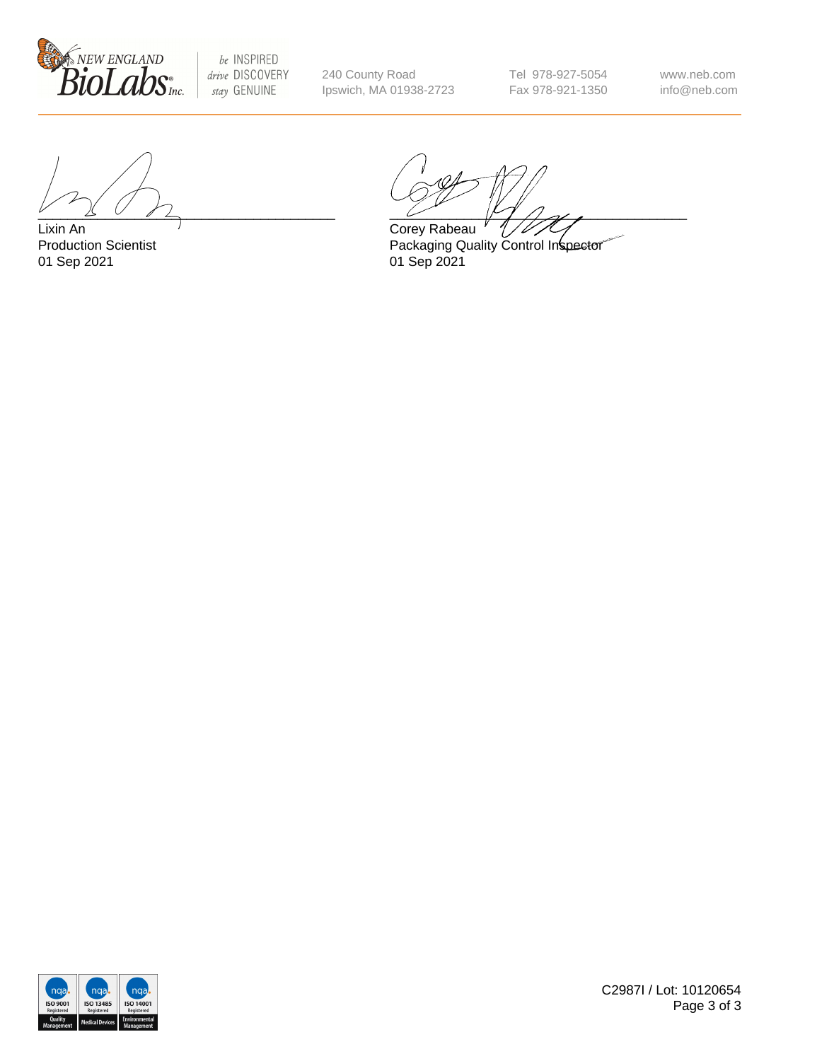Lixin An
Production Scientist
01 Sep 2021

Corey Rabeau
Packaging Quality Control Inspector
01 Sep 2021

C2987I / Lot: 10120654